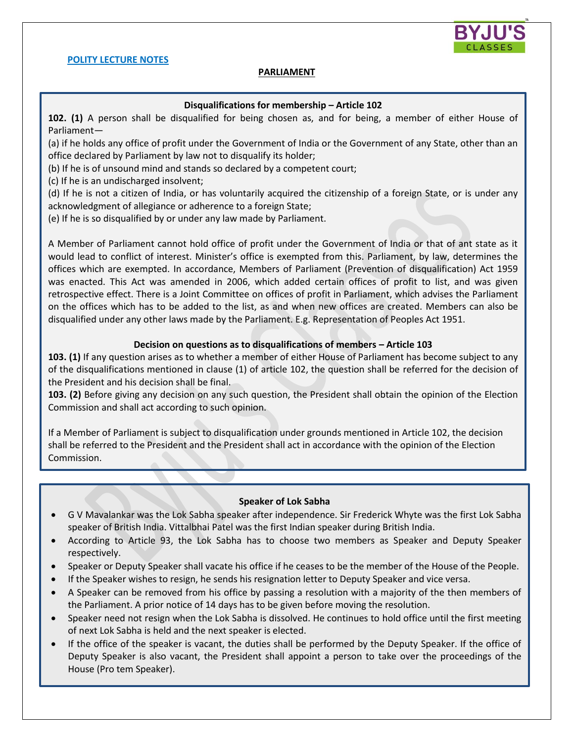**POLITY LECTURE NOTES**

## PARLIAMENT

### Disqualifications for membership – Article 102

**102. (1)** A person shall be disqualified for being chosen as, and for being, a member of either House of Parliament—

(a) if he holds any office of profit under the Government of India or the Government of any State, other than an office declared by Parliament by law not to disqualify its holder;

(b) If he is of unsound mind and stands so declared by a competent court;

(c) If he is an undischarged insolvent;

(d) If he is not a citizen of India, or has voluntarily acquired the citizenship of a foreign State, or is under any acknowledgment of allegiance or adherence to a foreign State;

(e) If he is so disqualified by or under any law made by Parliament.

A Member of Parliament cannot hold office of profit under the Government of India or that of ant state as it would lead to conflict of interest. Minister's office is exempted from this. Parliament, by law, determines the offices which are exempted. In accordance, Members of Parliament (Prevention of disqualification) Act 1959 was enacted. This Act was amended in 2006, which added certain offices of profit to list, and was given retrospective effect. There is a Joint Committee on offices of profit in Parliament, which advises the Parliament on the offices which has to be added to the list, as and when new offices are created. Members can also be disqualified under any other laws made by the Parliament. E.g. Representation of Peoples Act 1951.

### Decision on questions as to disqualifications of members – Article 103

**103. (1)** If any question arises as to whether a member of either House of Parliament has become subject to any of the disqualifications mentioned in clause (1) of article 102, the question shall be referred for the decision of the President and his decision shall be final.

**103. (2)** Before giving any decision on any such question, the President shall obtain the opinion of the Election Commission and shall act according to such opinion.

If a Member of Parliament is subject to disqualification under grounds mentioned in Article 102, the decision shall be referred to the President and the President shall act in accordance with the opinion of the Election Commission.

### Speaker of Lok Sabha

- G V Mavalankar was the Lok Sabha speaker after independence. Sir Frederick Whyte was the first Lok Sabha speaker of British India. Vittalbhai Patel was the first Indian speaker during British India.
- According to Article 93, the Lok Sabha has to choose two members as Speaker and Deputy Speaker respectively.
- Speaker or Deputy Speaker shall vacate his office if he ceases to be the member of the House of the People.
- If the Speaker wishes to resign, he sends his resignation letter to Deputy Speaker and vice versa.
- A Speaker can be removed from his office by passing a resolution with a majority of the then members of the Parliament. A prior notice of 14 days has to be given before moving the resolution.
- Speaker need not resign when the Lok Sabha is dissolved. He continues to hold office until the first meeting of next Lok Sabha is held and the next speaker is elected.
- If the office of the speaker is vacant, the duties shall be performed by the Deputy Speaker. If the office of Deputy Speaker is also vacant, the President shall appoint a person to take over the proceedings of the House (Pro tem Speaker).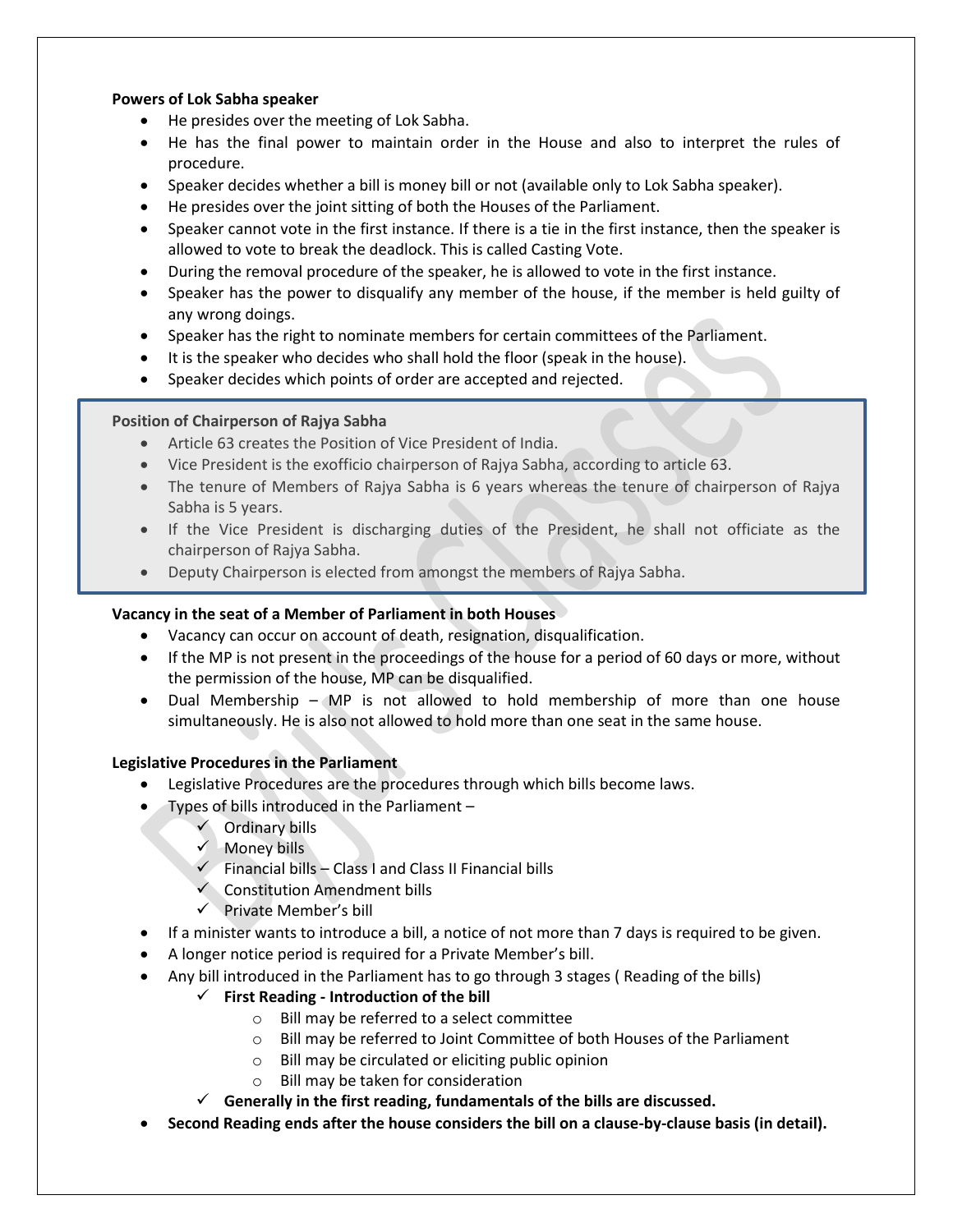**Powers of Lok Sabha speaker**

- He presides over the meeting of Lok Sabha.
- He has the final power to maintain order in the House and also to interpret the rules of procedure.
- Speaker decides whether a bill is money bill or not (available only to Lok Sabha speaker).
- He presides over the joint sitting of both the Houses of the Parliament.
- Speaker cannot vote in the first instance. If there is a tie in the first instance, then the speaker is allowed to vote to break the deadlock. This is called Casting Vote.
- During the removal procedure of the speaker, he is allowed to vote in the first instance.
- Speaker has the power to disqualify any member of the house, if the member is held guilty of any wrong doings.
- Speaker has the right to nominate members for certain committees of the Parliament.
- It is the speaker who decides who shall hold the floor (speak in the house).
- Speaker decides which points of order are accepted and rejected.

**Position of Chairperson of Rajya Sabha**

- Article 63 creates the Position of Vice President of India.
- Vice President is the exofficio chairperson of Rajya Sabha, according to article 63.
- The tenure of Members of Rajya Sabha is 6 years whereas the tenure of chairperson of Rajya Sabha is 5 years.
- If the Vice President is discharging duties of the President, he shall not officiate as the chairperson of Rajya Sabha.
- Deputy Chairperson is elected from amongst the members of Rajya Sabha.

**Vacancy in the seat of a Member of Parliament in both Houses**

- Vacancy can occur on account of death, resignation, disqualification.
- If the MP is not present in the proceedings of the house for a period of 60 days or more, without the permission of the house, MP can be disqualified.
- Dual Membership – MP is not allowed to hold membership of more than one house simultaneously. He is also not allowed to hold more than one seat in the same house.

**Legislative Procedures in the Parliament**

- Legislative Procedures are the procedures through which bills become laws.
- Types of bills introduced in the Parliament –
  - ✓ Ordinary bills
  - ✓ Money bills
  - ✓ Financial bills – Class I and Class II Financial bills
  - ✓ Constitution Amendment bills
  - ✓ Private Member's bill
- If a minister wants to introduce a bill, a notice of not more than 7 days is required to be given.
- A longer notice period is required for a Private Member's bill.
- Any bill introduced in the Parliament has to go through 3 stages ( Reading of the bills)
  - ✓ **First Reading - Introduction of the bill**
    - Bill may be referred to a select committee
    - Bill may be referred to Joint Committee of both Houses of the Parliament
    - Bill may be circulated or eliciting public opinion
    - Bill may be taken for consideration
  - ✓ **Generally in the first reading, fundamentals of the bills are discussed.**
- **Second Reading ends after the house considers the bill on a clause-by-clause basis (in detail).**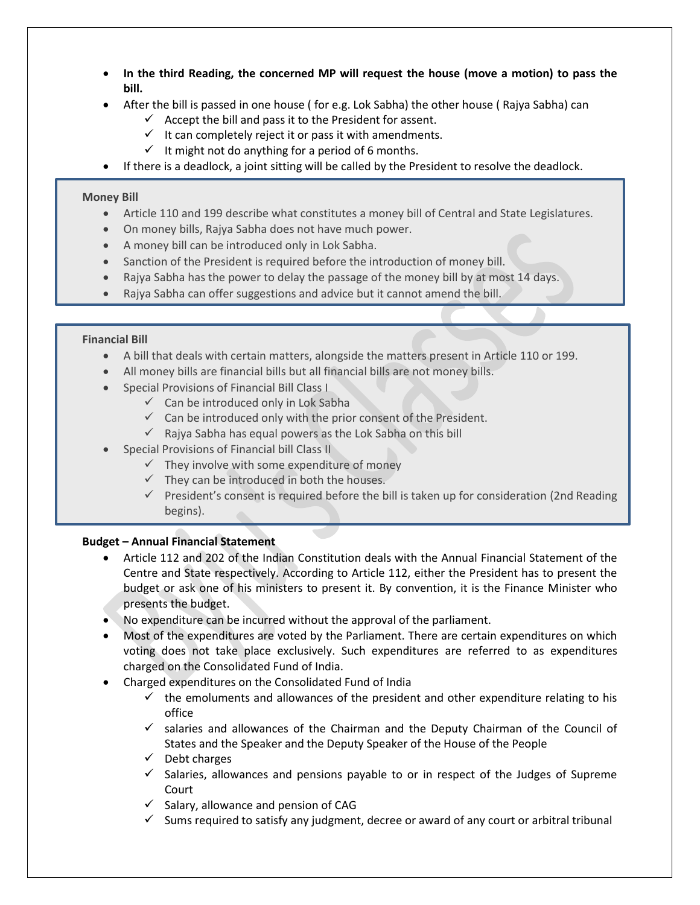- **In the third Reading, the concerned MP will request the house (move a motion) to pass the bill.**
- After the bill is passed in one house ( for e.g. Lok Sabha) the other house ( Rajya Sabha) can
  - ✓ Accept the bill and pass it to the President for assent.
  - ✓ It can completely reject it or pass it with amendments.
  - ✓ It might not do anything for a period of 6 months.
- If there is a deadlock, a joint sitting will be called by the President to resolve the deadlock.

**Money Bill**

- Article 110 and 199 describe what constitutes a money bill of Central and State Legislatures.
- On money bills, Rajya Sabha does not have much power.
- A money bill can be introduced only in Lok Sabha.
- Sanction of the President is required before the introduction of money bill.
- Rajya Sabha has the power to delay the passage of the money bill by at most 14 days.
- Rajya Sabha can offer suggestions and advice but it cannot amend the bill.

**Financial Bill**

- A bill that deals with certain matters, alongside the matters present in Article 110 or 199.
- All money bills are financial bills but all financial bills are not money bills.
- Special Provisions of Financial Bill Class I
  - ✓ Can be introduced only in Lok Sabha
  - ✓ Can be introduced only with the prior consent of the President.
  - ✓ Rajya Sabha has equal powers as the Lok Sabha on this bill
- Special Provisions of Financial bill Class II
  - ✓ They involve with some expenditure of money
  - ✓ They can be introduced in both the houses.
  - ✓ President's consent is required before the bill is taken up for consideration (2nd Reading begins).

**Budget – Annual Financial Statement**

- Article 112 and 202 of the Indian Constitution deals with the Annual Financial Statement of the Centre and State respectively. According to Article 112, either the President has to present the budget or ask one of his ministers to present it. By convention, it is the Finance Minister who presents the budget.
- No expenditure can be incurred without the approval of the parliament.
- Most of the expenditures are voted by the Parliament. There are certain expenditures on which voting does not take place exclusively. Such expenditures are referred to as expenditures charged on the Consolidated Fund of India.
- Charged expenditures on the Consolidated Fund of India
  - ✓ the emoluments and allowances of the president and other expenditure relating to his office
  - ✓ salaries and allowances of the Chairman and the Deputy Chairman of the Council of States and the Speaker and the Deputy Speaker of the House of the People
  - ✓ Debt charges
  - ✓ Salaries, allowances and pensions payable to or in respect of the Judges of Supreme Court
  - ✓ Salary, allowance and pension of CAG
  - ✓ Sums required to satisfy any judgment, decree or award of any court or arbitral tribunal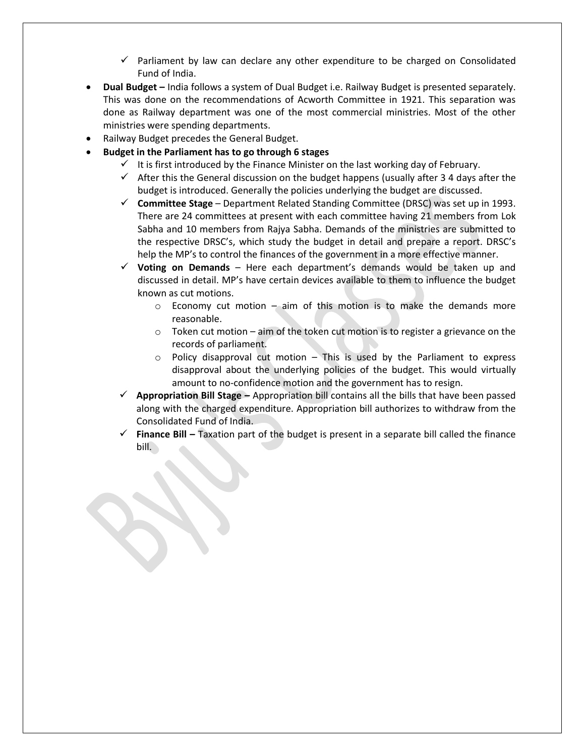- ✓ Parliament by law can declare any other expenditure to be charged on Consolidated Fund of India.
- **Dual Budget –** India follows a system of Dual Budget i.e. Railway Budget is presented separately. This was done on the recommendations of Acworth Committee in 1921. This separation was done as Railway department was one of the most commercial ministries. Most of the other ministries were spending departments.
- Railway Budget precedes the General Budget.
- **Budget in the Parliament has to go through 6 stages**
  - ✓ It is first introduced by the Finance Minister on the last working day of February.
  - ✓ After this the General discussion on the budget happens (usually after 3 4 days after the budget is introduced. Generally the policies underlying the budget are discussed.
  - ✓ **Committee Stage** – Department Related Standing Committee (DRSC) was set up in 1993. There are 24 committees at present with each committee having 21 members from Lok Sabha and 10 members from Rajya Sabha. Demands of the ministries are submitted to the respective DRSC's, which study the budget in detail and prepare a report. DRSC's help the MP's to control the finances of the government in a more effective manner.
  - ✓ **Voting on Demands** – Here each department's demands would be taken up and discussed in detail. MP's have certain devices available to them to influence the budget known as cut motions.
    - o Economy cut motion – aim of this motion is to make the demands more reasonable.
    - o Token cut motion – aim of the token cut motion is to register a grievance on the records of parliament.
    - o Policy disapproval cut motion – This is used by the Parliament to express disapproval about the underlying policies of the budget. This would virtually amount to no-confidence motion and the government has to resign.
  - ✓ **Appropriation Bill Stage –** Appropriation bill contains all the bills that have been passed along with the charged expenditure. Appropriation bill authorizes to withdraw from the Consolidated Fund of India.
  - ✓ **Finance Bill –** Taxation part of the budget is present in a separate bill called the finance bill.